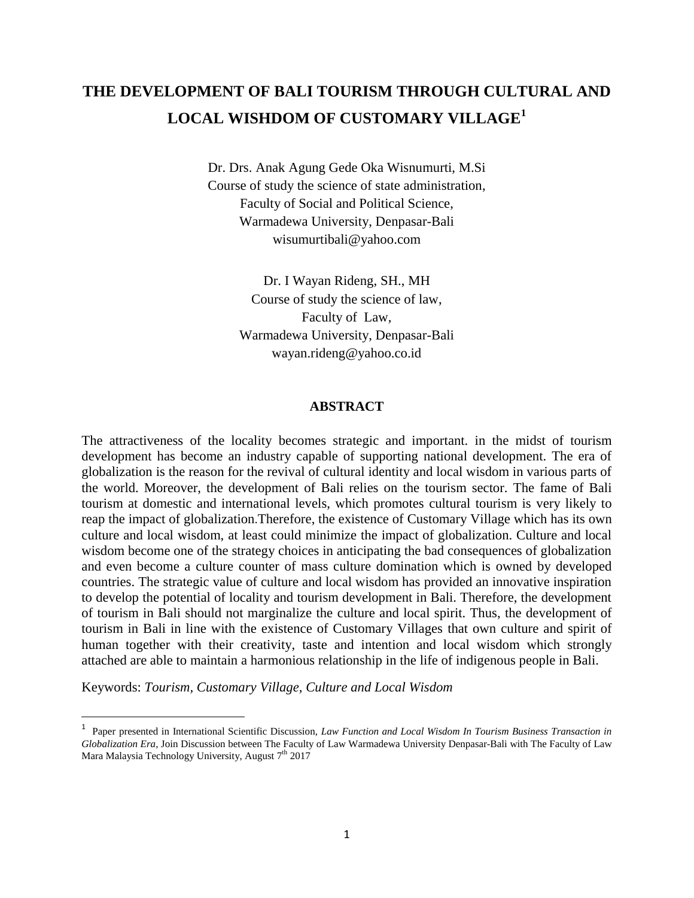# THE DEVELOPMENT OF BALI TOURISM THROUGH CULTURAL AND LOCAL WISHDOM OF CUSTOMARY VILLAGE[1]

Dr. Drs. Anak Agung Gede Oka Wisnumurti, M.Si
Course of study the science of state administration,
Faculty of Social and Political Science,
Warmadewa University, Denpasar-Bali
wisumurtibali@yahoo.com

Dr. I Wayan Rideng, SH., MH
Course of study the science of law,
Faculty of Law,
Warmadewa University, Denpasar-Bali
wayan.rideng@yahoo.co.id

## ABSTRACT

The attractiveness of the locality becomes strategic and important. in the midst of tourism development has become an industry capable of supporting national development. The era of globalization is the reason for the revival of cultural identity and local wisdom in various parts of the world. Moreover, the development of Bali relies on the tourism sector. The fame of Bali tourism at domestic and international levels, which promotes cultural tourism is very likely to reap the impact of globalization.Therefore, the existence of Customary Village which has its own culture and local wisdom, at least could minimize the impact of globalization. Culture and local wisdom become one of the strategy choices in anticipating the bad consequences of globalization and even become a culture counter of mass culture domination which is owned by developed countries. The strategic value of culture and local wisdom has provided an innovative inspiration to develop the potential of locality and tourism development in Bali. Therefore, the development of tourism in Bali should not marginalize the culture and local spirit. Thus, the development of tourism in Bali in line with the existence of Customary Villages that own culture and spirit of human together with their creativity, taste and intention and local wisdom which strongly attached are able to maintain a harmonious relationship in the life of indigenous people in Bali.

Keywords: *Tourism, Customary Village, Culture and Local Wisdom*

---

[1] Paper presented in International Scientific Discussion, *Law Function and Local Wisdom In Tourism Business Transaction in Globalization Era*, Join Discussion between The Faculty of Law Warmadewa University Denpasar-Bali with The Faculty of Law Mara Malaysia Technology University, August 7th 2017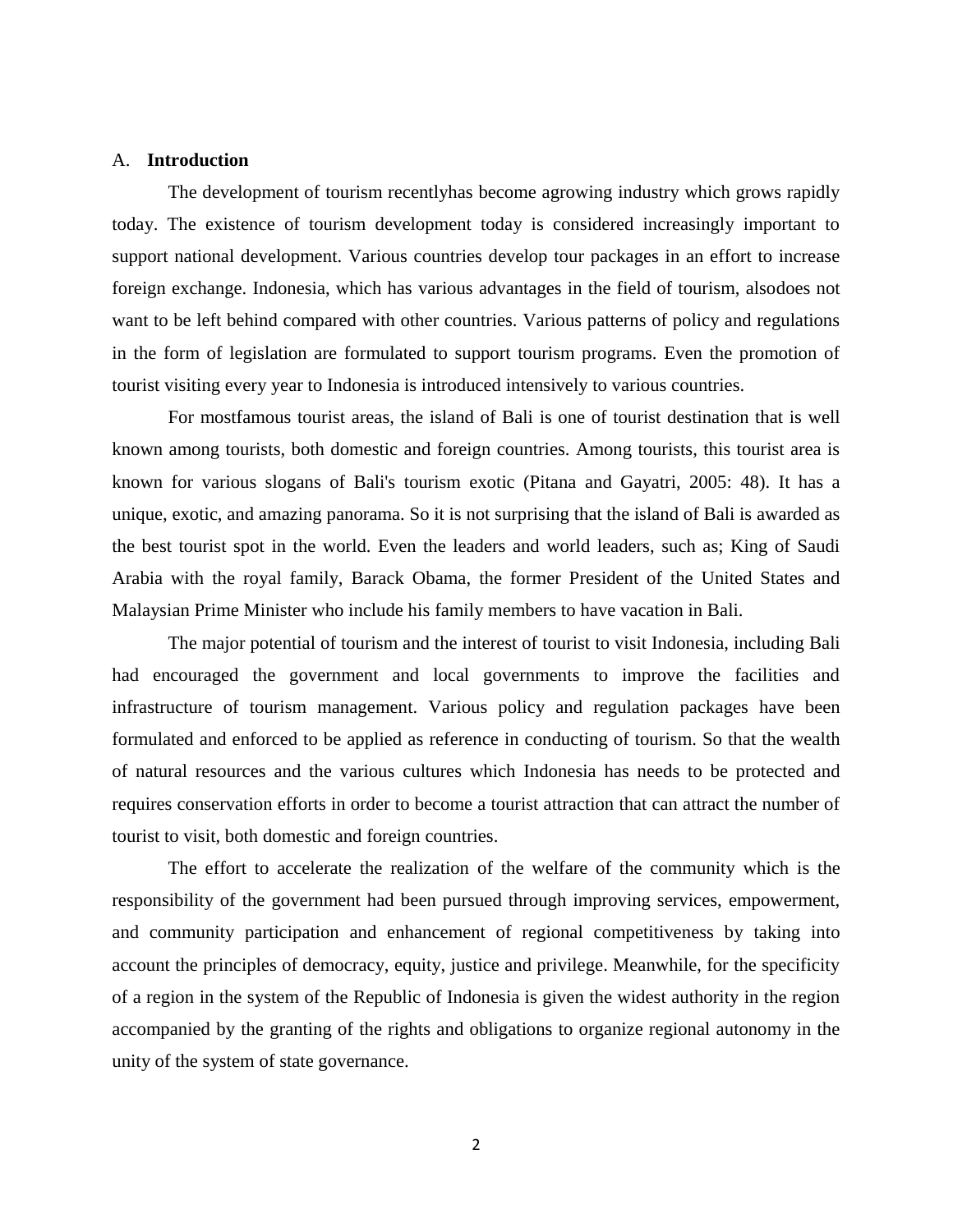## A. **Introduction**

The development of tourism recentlyhas become agrowing industry which grows rapidly today. The existence of tourism development today is considered increasingly important to support national development. Various countries develop tour packages in an effort to increase foreign exchange. Indonesia, which has various advantages in the field of tourism, alsodoes not want to be left behind compared with other countries. Various patterns of policy and regulations in the form of legislation are formulated to support tourism programs. Even the promotion of tourist visiting every year to Indonesia is introduced intensively to various countries.

For mostfamous tourist areas, the island of Bali is one of tourist destination that is well known among tourists, both domestic and foreign countries. Among tourists, this tourist area is known for various slogans of Bali's tourism exotic (Pitana and Gayatri, 2005: 48). It has a unique, exotic, and amazing panorama. So it is not surprising that the island of Bali is awarded as the best tourist spot in the world. Even the leaders and world leaders, such as; King of Saudi Arabia with the royal family, Barack Obama, the former President of the United States and Malaysian Prime Minister who include his family members to have vacation in Bali.

The major potential of tourism and the interest of tourist to visit Indonesia, including Bali had encouraged the government and local governments to improve the facilities and infrastructure of tourism management. Various policy and regulation packages have been formulated and enforced to be applied as reference in conducting of tourism. So that the wealth of natural resources and the various cultures which Indonesia has needs to be protected and requires conservation efforts in order to become a tourist attraction that can attract the number of tourist to visit, both domestic and foreign countries.

The effort to accelerate the realization of the welfare of the community which is the responsibility of the government had been pursued through improving services, empowerment, and community participation and enhancement of regional competitiveness by taking into account the principles of democracy, equity, justice and privilege. Meanwhile, for the specificity of a region in the system of the Republic of Indonesia is given the widest authority in the region accompanied by the granting of the rights and obligations to organize regional autonomy in the unity of the system of state governance.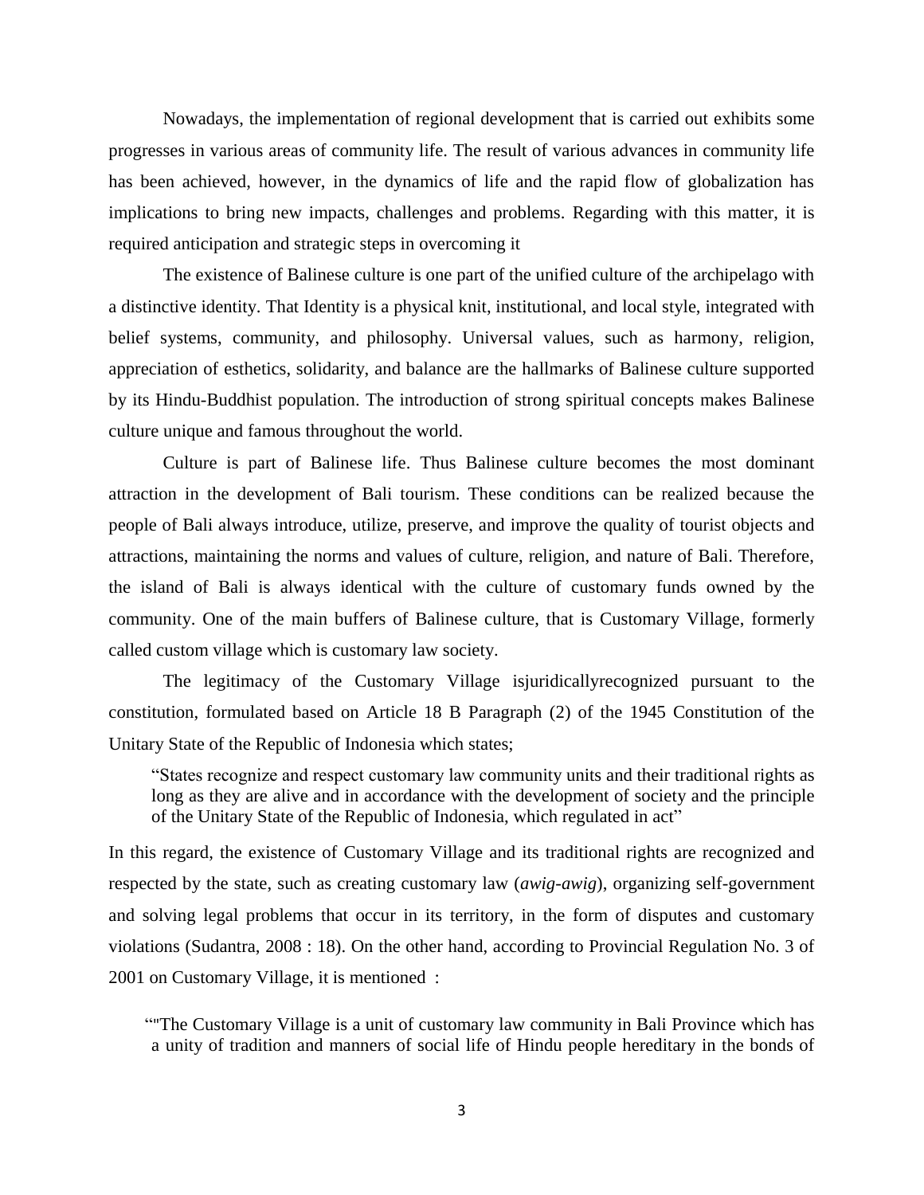Nowadays, the implementation of regional development that is carried out exhibits some progresses in various areas of community life. The result of various advances in community life has been achieved, however, in the dynamics of life and the rapid flow of globalization has implications to bring new impacts, challenges and problems. Regarding with this matter, it is required anticipation and strategic steps in overcoming it

The existence of Balinese culture is one part of the unified culture of the archipelago with a distinctive identity. That Identity is a physical knit, institutional, and local style, integrated with belief systems, community, and philosophy. Universal values, such as harmony, religion, appreciation of esthetics, solidarity, and balance are the hallmarks of Balinese culture supported by its Hindu-Buddhist population. The introduction of strong spiritual concepts makes Balinese culture unique and famous throughout the world.

Culture is part of Balinese life. Thus Balinese culture becomes the most dominant attraction in the development of Bali tourism. These conditions can be realized because the people of Bali always introduce, utilize, preserve, and improve the quality of tourist objects and attractions, maintaining the norms and values of culture, religion, and nature of Bali. Therefore, the island of Bali is always identical with the culture of customary funds owned by the community. One of the main buffers of Balinese culture, that is Customary Village, formerly called custom village which is customary law society.

The legitimacy of the Customary Village isjuridicallyrecognized pursuant to the constitution, formulated based on Article 18 B Paragraph (2) of the 1945 Constitution of the Unitary State of the Republic of Indonesia which states;

> "States recognize and respect customary law community units and their traditional rights as long as they are alive and in accordance with the development of society and the principle of the Unitary State of the Republic of Indonesia, which regulated in act"

In this regard, the existence of Customary Village and its traditional rights are recognized and respected by the state, such as creating customary law (*awig-awig*), organizing self-government and solving legal problems that occur in its territory, in the form of disputes and customary violations (Sudantra, 2008 : 18). On the other hand, according to Provincial Regulation No. 3 of 2001 on Customary Village, it is mentioned :

> ""The Customary Village is a unit of customary law community in Bali Province which has a unity of tradition and manners of social life of Hindu people hereditary in the bonds of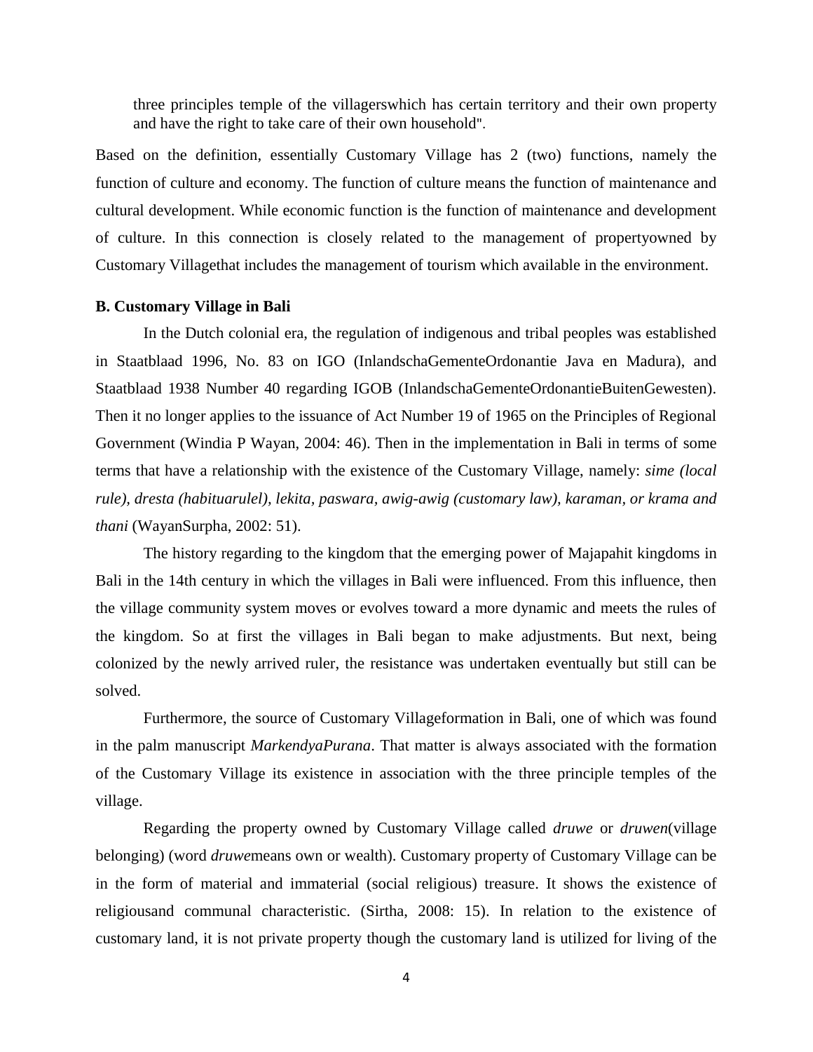three principles temple of the villagerswhich has certain territory and their own property and have the right to take care of their own household".

Based on the definition, essentially Customary Village has 2 (two) functions, namely the function of culture and economy. The function of culture means the function of maintenance and cultural development. While economic function is the function of maintenance and development of culture. In this connection is closely related to the management of propertyowned by Customary Villagethat includes the management of tourism which available in the environment.

**B. Customary Village in Bali**

In the Dutch colonial era, the regulation of indigenous and tribal peoples was established in Staatblaad 1996, No. 83 on IGO (InlandschaGementeOrdonantie Java en Madura), and Staatblaad 1938 Number 40 regarding IGOB (InlandschaGementeOrdonantieBuitenGewesten). Then it no longer applies to the issuance of Act Number 19 of 1965 on the Principles of Regional Government (Windia P Wayan, 2004: 46). Then in the implementation in Bali in terms of some terms that have a relationship with the existence of the Customary Village, namely: *sime (local rule), dresta (habituarulel), lekita, paswara, awig-awig (customary law), karaman, or krama and thani* (WayanSurpha, 2002: 51).

The history regarding to the kingdom that the emerging power of Majapahit kingdoms in Bali in the 14th century in which the villages in Bali were influenced. From this influence, then the village community system moves or evolves toward a more dynamic and meets the rules of the kingdom. So at first the villages in Bali began to make adjustments. But next, being colonized by the newly arrived ruler, the resistance was undertaken eventually but still can be solved.

Furthermore, the source of Customary Villageformation in Bali, one of which was found in the palm manuscript *MarkendyaPurana*. That matter is always associated with the formation of the Customary Village its existence in association with the three principle temples of the village.

Regarding the property owned by Customary Village called *druwe* or *druwen*(village belonging) (word *druwe*means own or wealth). Customary property of Customary Village can be in the form of material and immaterial (social religious) treasure. It shows the existence of religiousand communal characteristic. (Sirtha, 2008: 15). In relation to the existence of customary land, it is not private property though the customary land is utilized for living of the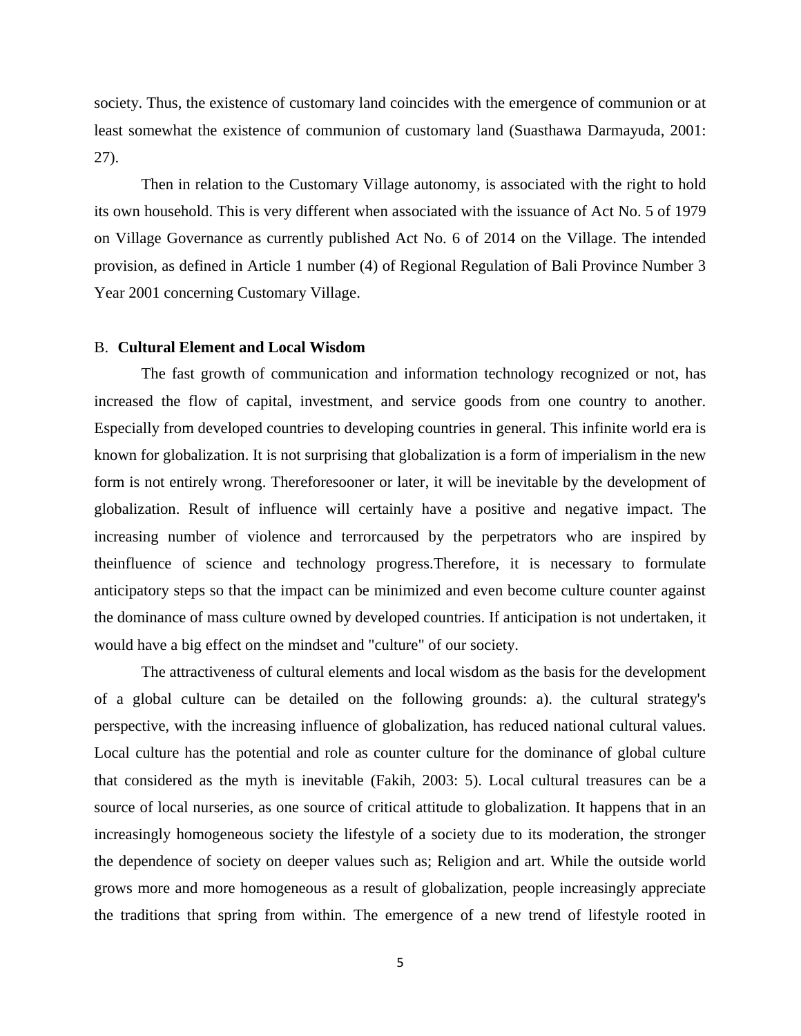society. Thus, the existence of customary land coincides with the emergence of communion or at least somewhat the existence of communion of customary land (Suasthawa Darmayuda, 2001: 27).

Then in relation to the Customary Village autonomy, is associated with the right to hold its own household. This is very different when associated with the issuance of Act No. 5 of 1979 on Village Governance as currently published Act No. 6 of 2014 on the Village. The intended provision, as defined in Article 1 number (4) of Regional Regulation of Bali Province Number 3 Year 2001 concerning Customary Village.

## B. **Cultural Element and Local Wisdom**

The fast growth of communication and information technology recognized or not, has increased the flow of capital, investment, and service goods from one country to another. Especially from developed countries to developing countries in general. This infinite world era is known for globalization. It is not surprising that globalization is a form of imperialism in the new form is not entirely wrong. Thereforesooner or later, it will be inevitable by the development of globalization. Result of influence will certainly have a positive and negative impact. The increasing number of violence and terrorcaused by the perpetrators who are inspired by theinfluence of science and technology progress.Therefore, it is necessary to formulate anticipatory steps so that the impact can be minimized and even become culture counter against the dominance of mass culture owned by developed countries. If anticipation is not undertaken, it would have a big effect on the mindset and "culture" of our society.

The attractiveness of cultural elements and local wisdom as the basis for the development of a global culture can be detailed on the following grounds: a). the cultural strategy's perspective, with the increasing influence of globalization, has reduced national cultural values. Local culture has the potential and role as counter culture for the dominance of global culture that considered as the myth is inevitable (Fakih, 2003: 5). Local cultural treasures can be a source of local nurseries, as one source of critical attitude to globalization. It happens that in an increasingly homogeneous society the lifestyle of a society due to its moderation, the stronger the dependence of society on deeper values such as; Religion and art. While the outside world grows more and more homogeneous as a result of globalization, people increasingly appreciate the traditions that spring from within. The emergence of a new trend of lifestyle rooted in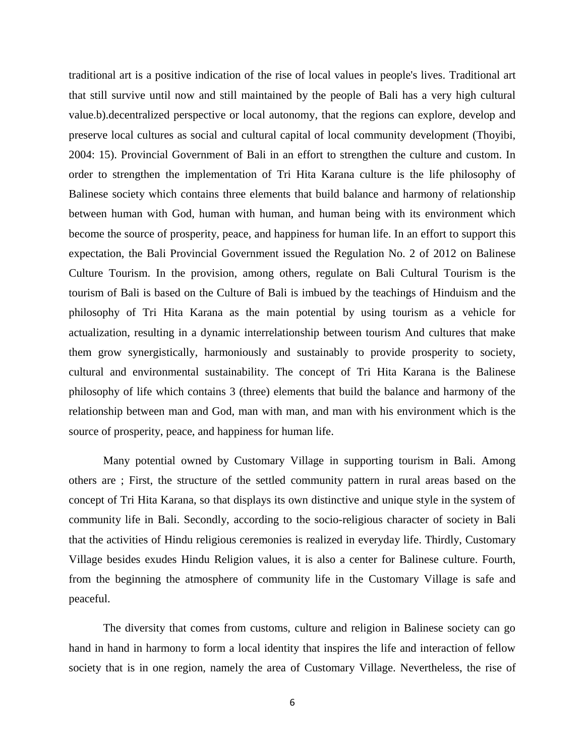traditional art is a positive indication of the rise of local values in people's lives. Traditional art that still survive until now and still maintained by the people of Bali has a very high cultural value.b).decentralized perspective or local autonomy, that the regions can explore, develop and preserve local cultures as social and cultural capital of local community development (Thoyibi, 2004: 15). Provincial Government of Bali in an effort to strengthen the culture and custom. In order to strengthen the implementation of Tri Hita Karana culture is the life philosophy of Balinese society which contains three elements that build balance and harmony of relationship between human with God, human with human, and human being with its environment which become the source of prosperity, peace, and happiness for human life. In an effort to support this expectation, the Bali Provincial Government issued the Regulation No. 2 of 2012 on Balinese Culture Tourism. In the provision, among others, regulate on Bali Cultural Tourism is the tourism of Bali is based on the Culture of Bali is imbued by the teachings of Hinduism and the philosophy of Tri Hita Karana as the main potential by using tourism as a vehicle for actualization, resulting in a dynamic interrelationship between tourism And cultures that make them grow synergistically, harmoniously and sustainably to provide prosperity to society, cultural and environmental sustainability. The concept of Tri Hita Karana is the Balinese philosophy of life which contains 3 (three) elements that build the balance and harmony of the relationship between man and God, man with man, and man with his environment which is the source of prosperity, peace, and happiness for human life.

Many potential owned by Customary Village in supporting tourism in Bali. Among others are ; First, the structure of the settled community pattern in rural areas based on the concept of Tri Hita Karana, so that displays its own distinctive and unique style in the system of community life in Bali. Secondly, according to the socio-religious character of society in Bali that the activities of Hindu religious ceremonies is realized in everyday life. Thirdly, Customary Village besides exudes Hindu Religion values, it is also a center for Balinese culture. Fourth, from the beginning the atmosphere of community life in the Customary Village is safe and peaceful.

The diversity that comes from customs, culture and religion in Balinese society can go hand in hand in harmony to form a local identity that inspires the life and interaction of fellow society that is in one region, namely the area of Customary Village. Nevertheless, the rise of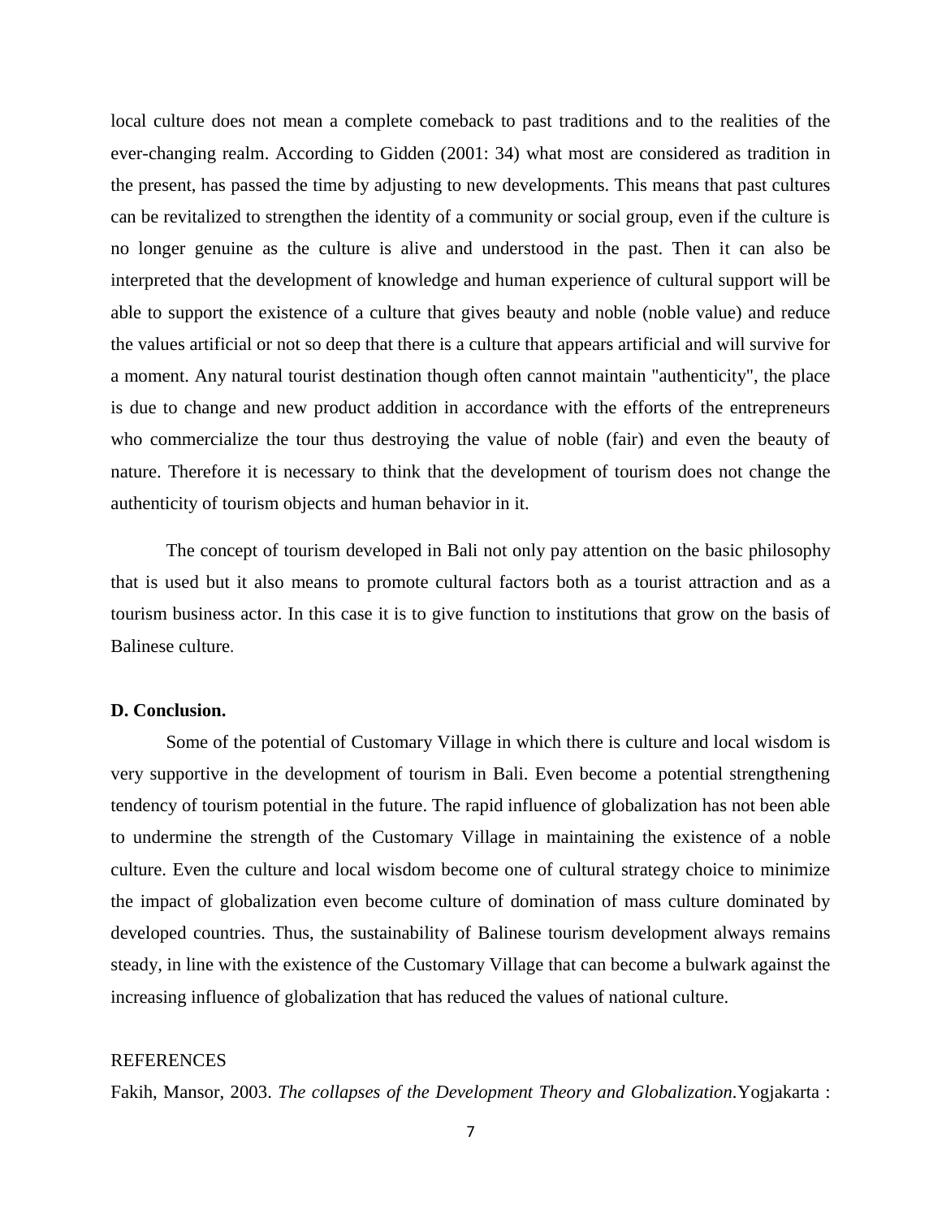local culture does not mean a complete comeback to past traditions and to the realities of the ever-changing realm. According to Gidden (2001: 34) what most are considered as tradition in the present, has passed the time by adjusting to new developments. This means that past cultures can be revitalized to strengthen the identity of a community or social group, even if the culture is no longer genuine as the culture is alive and understood in the past. Then it can also be interpreted that the development of knowledge and human experience of cultural support will be able to support the existence of a culture that gives beauty and noble (noble value) and reduce the values artificial or not so deep that there is a culture that appears artificial and will survive for a moment. Any natural tourist destination though often cannot maintain "authenticity", the place is due to change and new product addition in accordance with the efforts of the entrepreneurs who commercialize the tour thus destroying the value of noble (fair) and even the beauty of nature. Therefore it is necessary to think that the development of tourism does not change the authenticity of tourism objects and human behavior in it.

The concept of tourism developed in Bali not only pay attention on the basic philosophy that is used but it also means to promote cultural factors both as a tourist attraction and as a tourism business actor. In this case it is to give function to institutions that grow on the basis of Balinese culture.

**D. Conclusion.**

Some of the potential of Customary Village in which there is culture and local wisdom is very supportive in the development of tourism in Bali. Even become a potential strengthening tendency of tourism potential in the future. The rapid influence of globalization has not been able to undermine the strength of the Customary Village in maintaining the existence of a noble culture. Even the culture and local wisdom become one of cultural strategy choice to minimize the impact of globalization even become culture of domination of mass culture dominated by developed countries. Thus, the sustainability of Balinese tourism development always remains steady, in line with the existence of the Customary Village that can become a bulwark against the increasing influence of globalization that has reduced the values of national culture.

REFERENCES

Fakih, Mansor, 2003. *The collapses of the Development Theory and Globalization.*Yogjakarta :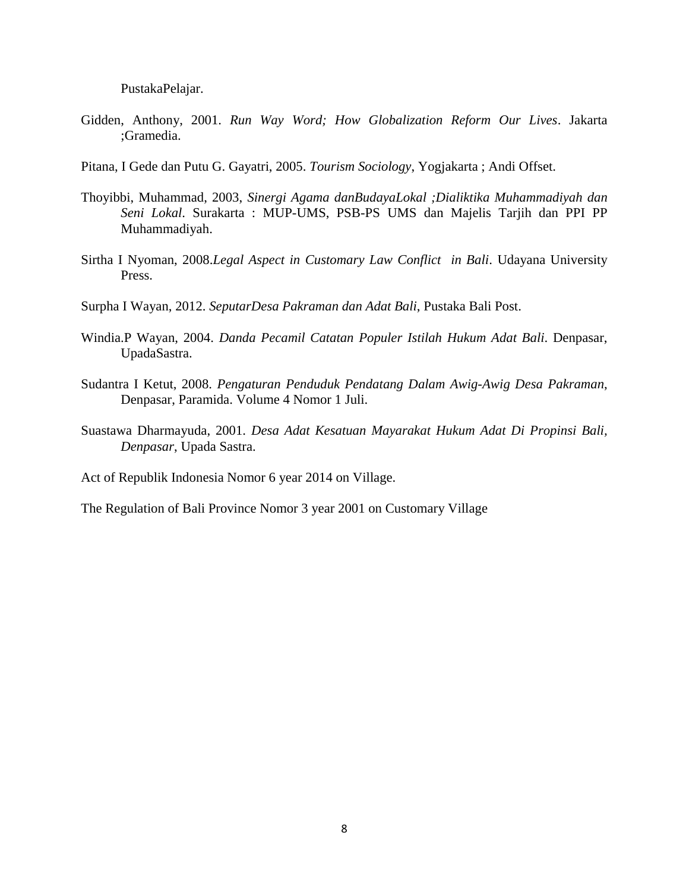PustakaPelajar.

Gidden, Anthony, 2001. *Run Way Word; How Globalization Reform Our Lives*. Jakarta ;Gramedia.

Pitana, I Gede dan Putu G. Gayatri, 2005. *Tourism Sociology*, Yogjakarta ; Andi Offset.

Thoyibbi, Muhammad, 2003, *Sinergi Agama danBudayaLokal ;Dialiktika Muhammadiyah dan Seni Lokal*. Surakarta : MUP-UMS, PSB-PS UMS dan Majelis Tarjih dan PPI PP Muhammadiyah.

Sirtha I Nyoman, 2008.*Legal Aspect in Customary Law Conflict in Bali*. Udayana University Press.

Surpha I Wayan, 2012. *SeputarDesa Pakraman dan Adat Bali*, Pustaka Bali Post.

Windia.P Wayan, 2004. *Danda Pecamil Catatan Populer Istilah Hukum Adat Bali*. Denpasar, UpadaSastra.

Sudantra I Ketut, 2008. *Pengaturan Penduduk Pendatang Dalam Awig-Awig Desa Pakraman,* Denpasar, Paramida. Volume 4 Nomor 1 Juli.

Suastawa Dharmayuda, 2001. *Desa Adat Kesatuan Mayarakat Hukum Adat Di Propinsi Bali, Denpasar*, Upada Sastra.

Act of Republik Indonesia Nomor 6 year 2014 on Village.

The Regulation of Bali Province Nomor 3 year 2001 on Customary Village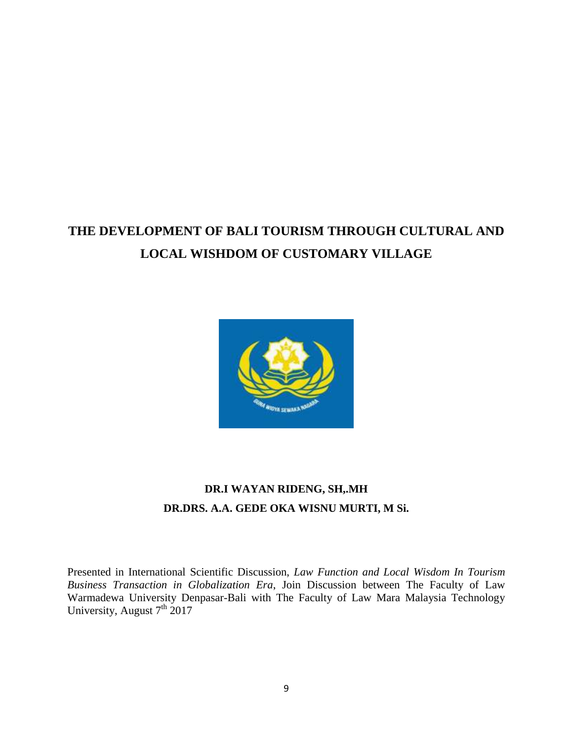# THE DEVELOPMENT OF BALI TOURISM THROUGH CULTURAL AND LOCAL WISHDOM OF CUSTOMARY VILLAGE

**DR.I WAYAN RIDENG, SH,.MH**

**DR.DRS. A.A. GEDE OKA WISNU MURTI, M Si.**

Presented in International Scientific Discussion, *Law Function and Local Wisdom In Tourism Business Transaction in Globalization Era*, Join Discussion between The Faculty of Law Warmadewa University Denpasar-Bali with The Faculty of Law Mara Malaysia Technology University, August 7th 2017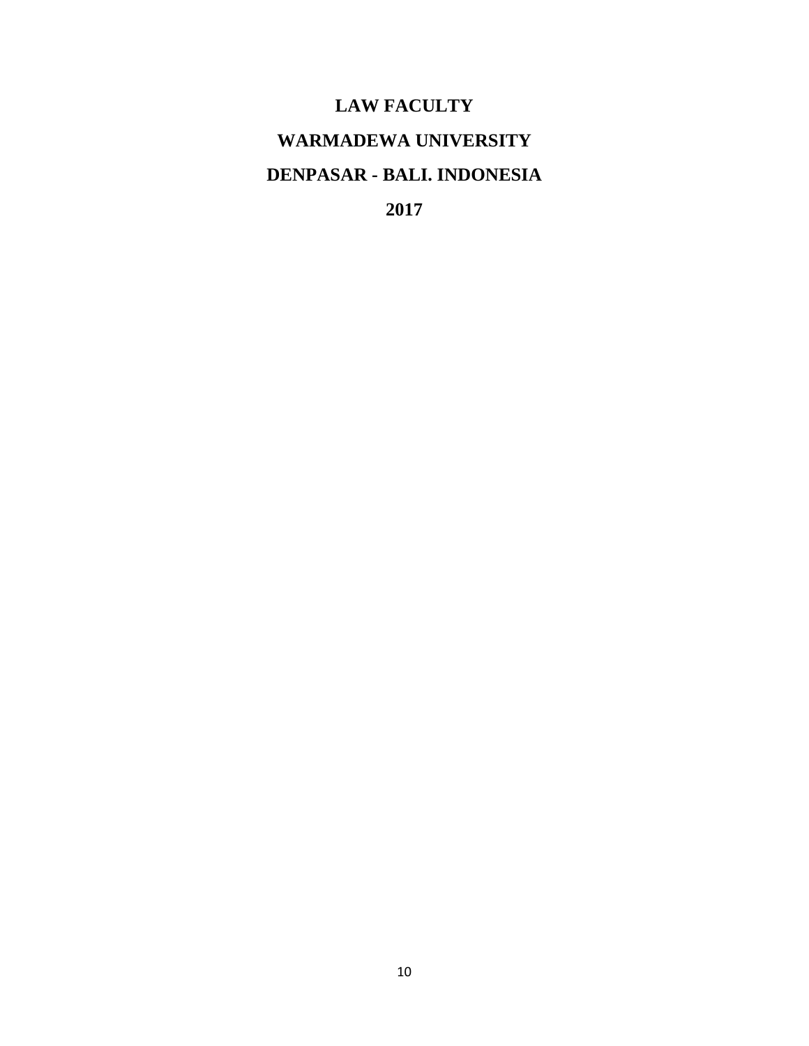**LAW FACULTY**

**WARMADEWA UNIVERSITY**

**DENPASAR - BALI. INDONESIA**

**2017**